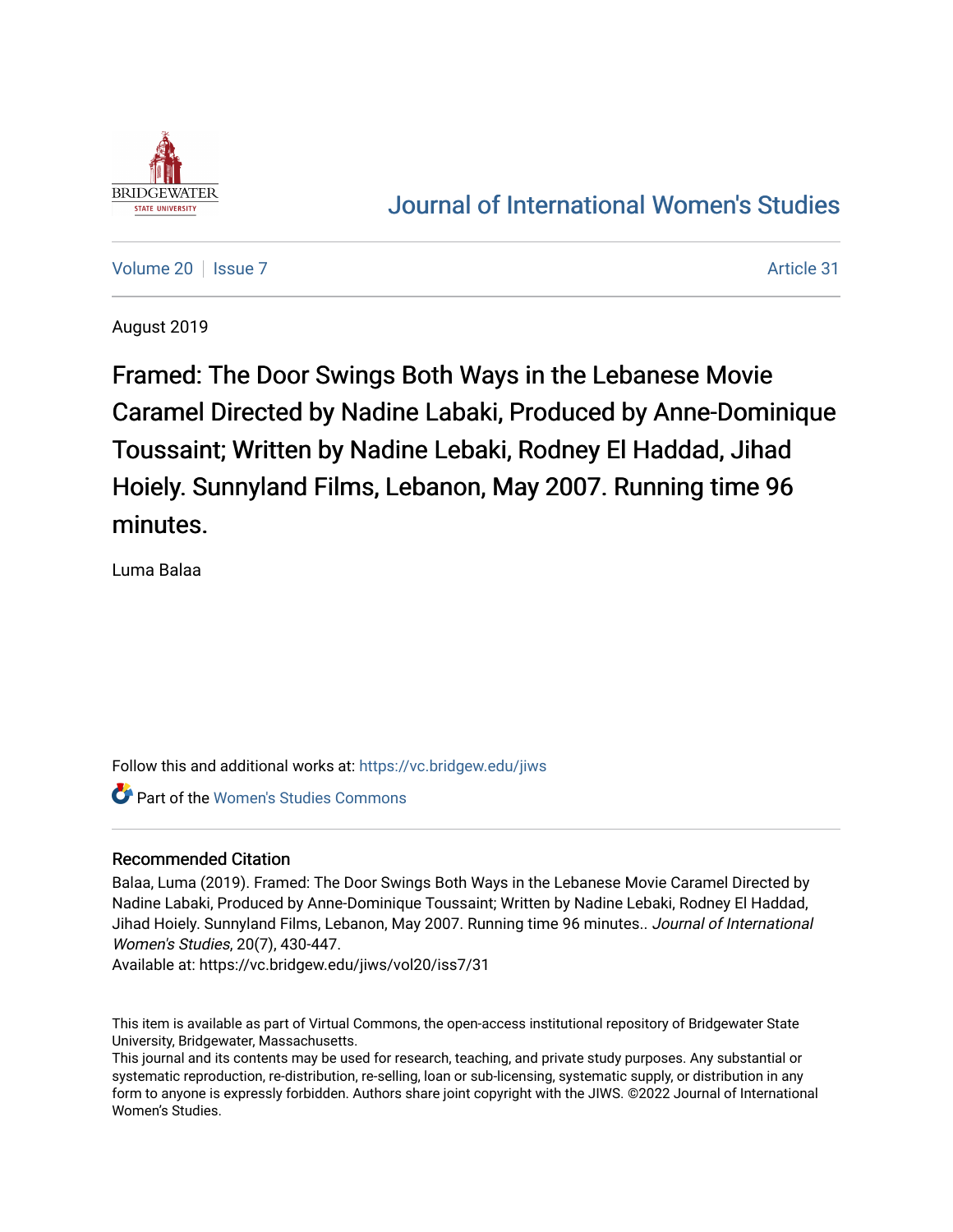Journal of International Women's Studies

Volume 20 | Issue 7 | Article 31

August 2019

# Framed: The Door Swings Both Ways in the Lebanese Movie Caramel Directed by Nadine Labaki, Produced by Anne-Dominique Toussaint; Written by Nadine Lebaki, Rodney El Haddad, Jihad Hoiely. Sunnyland Films, Lebanon, May 2007. Running time 96 minutes.

Luma Balaa

Follow this and additional works at: https://vc.bridgew.edu/jiws

Part of the Women's Studies Commons

## Recommended Citation

Balaa, Luma (2019). Framed: The Door Swings Both Ways in the Lebanese Movie Caramel Directed by Nadine Labaki, Produced by Anne-Dominique Toussaint; Written by Nadine Lebaki, Rodney El Haddad, Jihad Hoiely. Sunnyland Films, Lebanon, May 2007. Running time 96 minutes.. *Journal of International Women's Studies*, 20(7), 430-447.

Available at: https://vc.bridgew.edu/jiws/vol20/iss7/31

This item is available as part of Virtual Commons, the open-access institutional repository of Bridgewater State University, Bridgewater, Massachusetts.

This journal and its contents may be used for research, teaching, and private study purposes. Any substantial or systematic reproduction, re-distribution, re-selling, loan or sub-licensing, systematic supply, or distribution in any form to anyone is expressly forbidden. Authors share joint copyright with the JIWS. ©2022 Journal of International Women's Studies.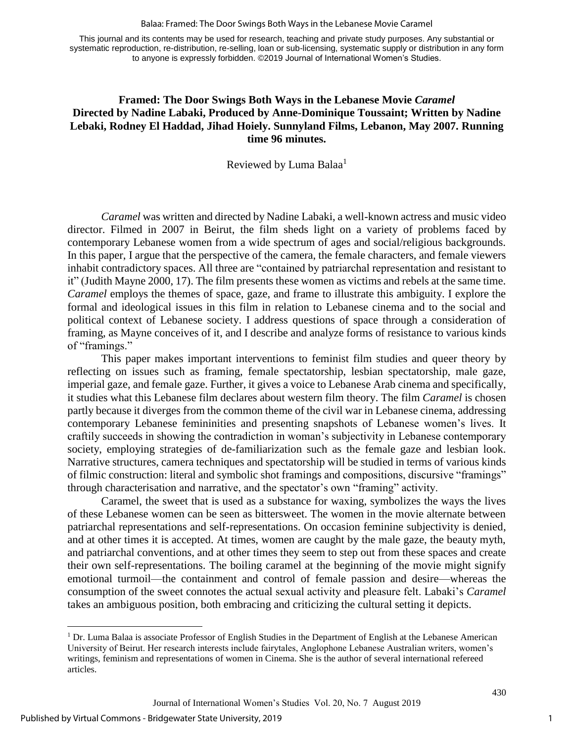This journal and its contents may be used for research, teaching and private study purposes. Any substantial or systematic reproduction, re-distribution, re-selling, loan or sub-licensing, systematic supply or distribution in any form to anyone is expressly forbidden. ©2019 Journal of International Women's Studies.

# Framed: The Door Swings Both Ways in the Lebanese Movie *Caramel*

**Directed by Nadine Labaki, Produced by Anne-Dominique Toussaint; Written by Nadine Lebaki, Rodney El Haddad, Jihad Hoiely. Sunnyland Films, Lebanon, May 2007. Running time 96 minutes.**

Reviewed by Luma Balaa[1]

*Caramel* was written and directed by Nadine Labaki, a well-known actress and music video director. Filmed in 2007 in Beirut, the film sheds light on a variety of problems faced by contemporary Lebanese women from a wide spectrum of ages and social/religious backgrounds. In this paper, I argue that the perspective of the camera, the female characters, and female viewers inhabit contradictory spaces. All three are "contained by patriarchal representation and resistant to it" (Judith Mayne 2000, 17). The film presents these women as victims and rebels at the same time. *Caramel* employs the themes of space, gaze, and frame to illustrate this ambiguity. I explore the formal and ideological issues in this film in relation to Lebanese cinema and to the social and political context of Lebanese society. I address questions of space through a consideration of framing, as Mayne conceives of it, and I describe and analyze forms of resistance to various kinds of "framings."

This paper makes important interventions to feminist film studies and queer theory by reflecting on issues such as framing, female spectatorship, lesbian spectatorship, male gaze, imperial gaze, and female gaze. Further, it gives a voice to Lebanese Arab cinema and specifically, it studies what this Lebanese film declares about western film theory. The film *Caramel* is chosen partly because it diverges from the common theme of the civil war in Lebanese cinema, addressing contemporary Lebanese femininities and presenting snapshots of Lebanese women's lives. It craftily succeeds in showing the contradiction in woman's subjectivity in Lebanese contemporary society, employing strategies of de-familiarization such as the female gaze and lesbian look. Narrative structures, camera techniques and spectatorship will be studied in terms of various kinds of filmic construction: literal and symbolic shot framings and compositions, discursive "framings" through characterisation and narrative, and the spectator's own "framing" activity.

Caramel, the sweet that is used as a substance for waxing, symbolizes the ways the lives of these Lebanese women can be seen as bittersweet. The women in the movie alternate between patriarchal representations and self-representations. On occasion feminine subjectivity is denied, and at other times it is accepted. At times, women are caught by the male gaze, the beauty myth, and patriarchal conventions, and at other times they seem to step out from these spaces and create their own self-representations. The boiling caramel at the beginning of the movie might signify emotional turmoil—the containment and control of female passion and desire—whereas the consumption of the sweet connotes the actual sexual activity and pleasure felt. Labaki's *Caramel* takes an ambiguous position, both embracing and criticizing the cultural setting it depicts.

[1] Dr. Luma Balaa is associate Professor of English Studies in the Department of English at the Lebanese American University of Beirut. Her research interests include fairytales, Anglophone Lebanese Australian writers, women's writings, feminism and representations of women in Cinema. She is the author of several international refereed articles.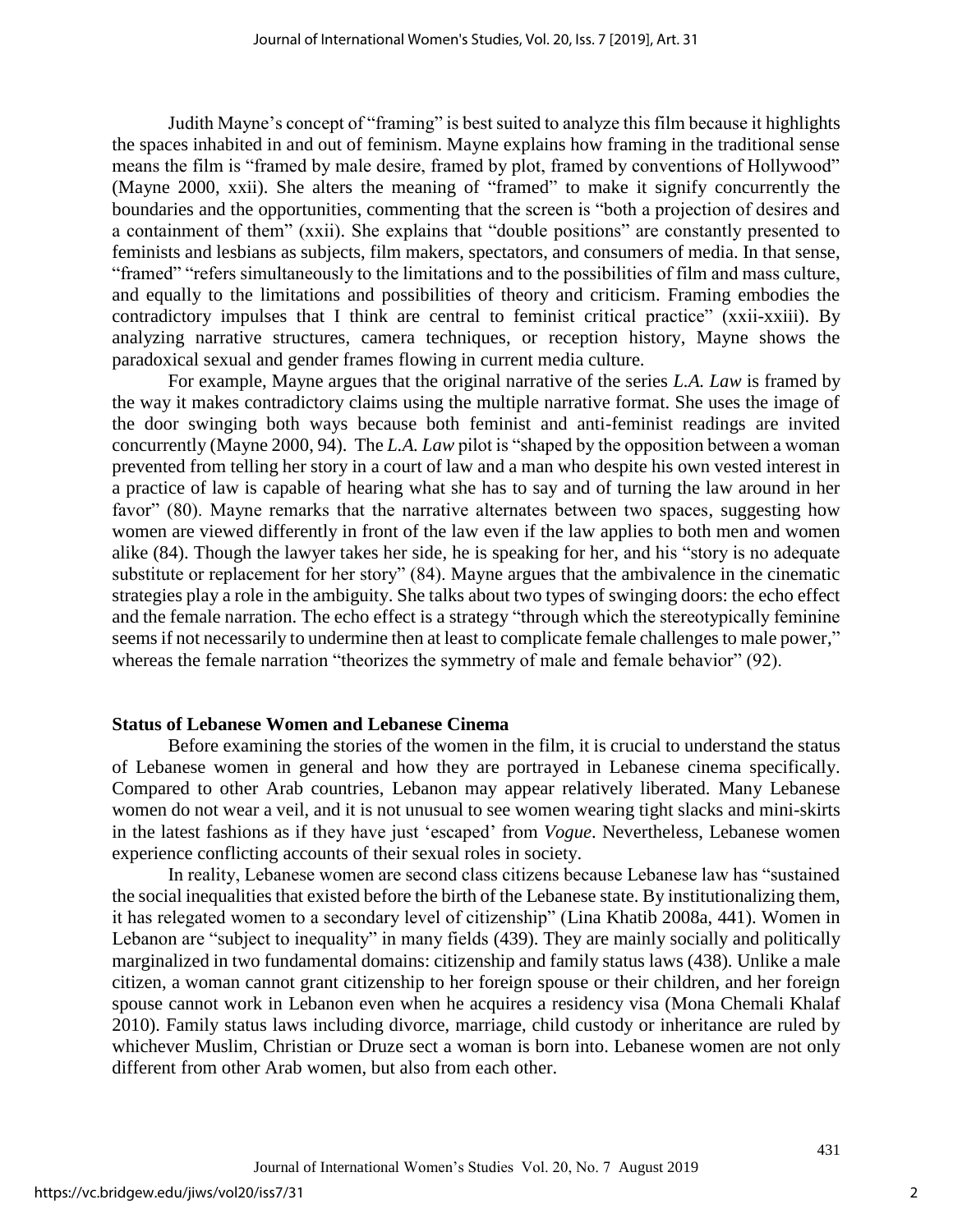Judith Mayne's concept of "framing" is best suited to analyze this film because it highlights the spaces inhabited in and out of feminism. Mayne explains how framing in the traditional sense means the film is "framed by male desire, framed by plot, framed by conventions of Hollywood" (Mayne 2000, xxii). She alters the meaning of "framed" to make it signify concurrently the boundaries and the opportunities, commenting that the screen is "both a projection of desires and a containment of them" (xxii). She explains that "double positions" are constantly presented to feminists and lesbians as subjects, film makers, spectators, and consumers of media. In that sense, "framed" "refers simultaneously to the limitations and to the possibilities of film and mass culture, and equally to the limitations and possibilities of theory and criticism. Framing embodies the contradictory impulses that I think are central to feminist critical practice" (xxii-xxiii). By analyzing narrative structures, camera techniques, or reception history, Mayne shows the paradoxical sexual and gender frames flowing in current media culture.

For example, Mayne argues that the original narrative of the series *L.A. Law* is framed by the way it makes contradictory claims using the multiple narrative format. She uses the image of the door swinging both ways because both feminist and anti-feminist readings are invited concurrently (Mayne 2000, 94). The *L.A. Law* pilot is "shaped by the opposition between a woman prevented from telling her story in a court of law and a man who despite his own vested interest in a practice of law is capable of hearing what she has to say and of turning the law around in her favor" (80). Mayne remarks that the narrative alternates between two spaces, suggesting how women are viewed differently in front of the law even if the law applies to both men and women alike (84). Though the lawyer takes her side, he is speaking for her, and his "story is no adequate substitute or replacement for her story" (84). Mayne argues that the ambivalence in the cinematic strategies play a role in the ambiguity. She talks about two types of swinging doors: the echo effect and the female narration. The echo effect is a strategy "through which the stereotypically feminine seems if not necessarily to undermine then at least to complicate female challenges to male power," whereas the female narration "theorizes the symmetry of male and female behavior" (92).

## Status of Lebanese Women and Lebanese Cinema

Before examining the stories of the women in the film, it is crucial to understand the status of Lebanese women in general and how they are portrayed in Lebanese cinema specifically. Compared to other Arab countries, Lebanon may appear relatively liberated. Many Lebanese women do not wear a veil, and it is not unusual to see women wearing tight slacks and mini-skirts in the latest fashions as if they have just 'escaped' from *Vogue*. Nevertheless, Lebanese women experience conflicting accounts of their sexual roles in society.

In reality, Lebanese women are second class citizens because Lebanese law has "sustained the social inequalities that existed before the birth of the Lebanese state. By institutionalizing them, it has relegated women to a secondary level of citizenship" (Lina Khatib 2008a, 441). Women in Lebanon are "subject to inequality" in many fields (439). They are mainly socially and politically marginalized in two fundamental domains: citizenship and family status laws (438). Unlike a male citizen, a woman cannot grant citizenship to her foreign spouse or their children, and her foreign spouse cannot work in Lebanon even when he acquires a residency visa (Mona Chemali Khalaf 2010). Family status laws including divorce, marriage, child custody or inheritance are ruled by whichever Muslim, Christian or Druze sect a woman is born into. Lebanese women are not only different from other Arab women, but also from each other.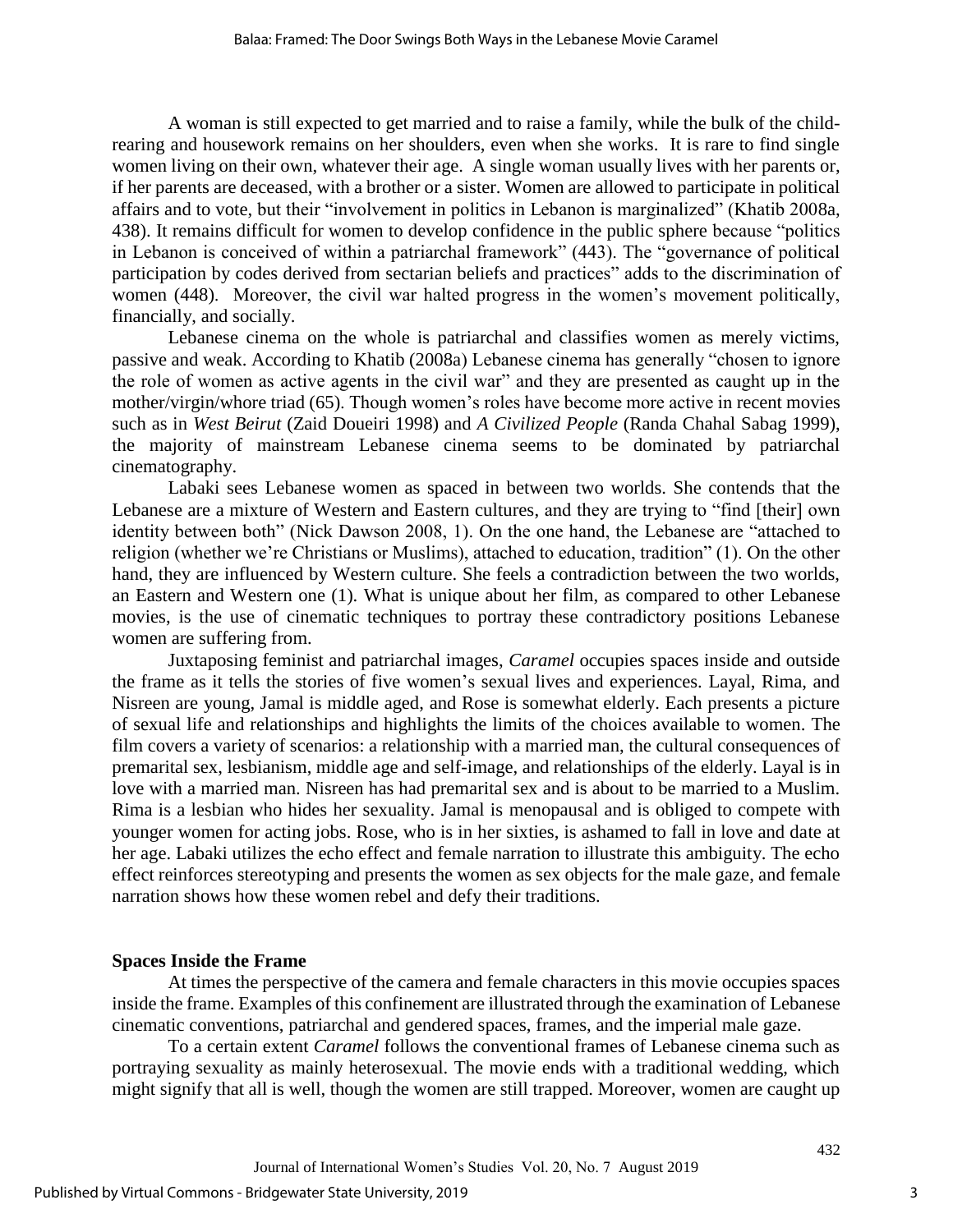A woman is still expected to get married and to raise a family, while the bulk of the child-rearing and housework remains on her shoulders, even when she works. It is rare to find single women living on their own, whatever their age. A single woman usually lives with her parents or, if her parents are deceased, with a brother or a sister. Women are allowed to participate in political affairs and to vote, but their "involvement in politics in Lebanon is marginalized" (Khatib 2008a, 438). It remains difficult for women to develop confidence in the public sphere because "politics in Lebanon is conceived of within a patriarchal framework" (443). The "governance of political participation by codes derived from sectarian beliefs and practices" adds to the discrimination of women (448). Moreover, the civil war halted progress in the women's movement politically, financially, and socially.

Lebanese cinema on the whole is patriarchal and classifies women as merely victims, passive and weak. According to Khatib (2008a) Lebanese cinema has generally "chosen to ignore the role of women as active agents in the civil war" and they are presented as caught up in the mother/virgin/whore triad (65). Though women's roles have become more active in recent movies such as in *West Beirut* (Zaid Doueiri 1998) and *A Civilized People* (Randa Chahal Sabag 1999), the majority of mainstream Lebanese cinema seems to be dominated by patriarchal cinematography.

Labaki sees Lebanese women as spaced in between two worlds. She contends that the Lebanese are a mixture of Western and Eastern cultures, and they are trying to "find [their] own identity between both" (Nick Dawson 2008, 1). On the one hand, the Lebanese are "attached to religion (whether we're Christians or Muslims), attached to education, tradition" (1). On the other hand, they are influenced by Western culture. She feels a contradiction between the two worlds, an Eastern and Western one (1). What is unique about her film, as compared to other Lebanese movies, is the use of cinematic techniques to portray these contradictory positions Lebanese women are suffering from.

Juxtaposing feminist and patriarchal images, *Caramel* occupies spaces inside and outside the frame as it tells the stories of five women's sexual lives and experiences. Layal, Rima, and Nisreen are young, Jamal is middle aged, and Rose is somewhat elderly. Each presents a picture of sexual life and relationships and highlights the limits of the choices available to women. The film covers a variety of scenarios: a relationship with a married man, the cultural consequences of premarital sex, lesbianism, middle age and self-image, and relationships of the elderly. Layal is in love with a married man. Nisreen has had premarital sex and is about to be married to a Muslim. Rima is a lesbian who hides her sexuality. Jamal is menopausal and is obliged to compete with younger women for acting jobs. Rose, who is in her sixties, is ashamed to fall in love and date at her age. Labaki utilizes the echo effect and female narration to illustrate this ambiguity. The echo effect reinforces stereotyping and presents the women as sex objects for the male gaze, and female narration shows how these women rebel and defy their traditions.

## Spaces Inside the Frame

At times the perspective of the camera and female characters in this movie occupies spaces inside the frame. Examples of this confinement are illustrated through the examination of Lebanese cinematic conventions, patriarchal and gendered spaces, frames, and the imperial male gaze.

To a certain extent *Caramel* follows the conventional frames of Lebanese cinema such as portraying sexuality as mainly heterosexual. The movie ends with a traditional wedding, which might signify that all is well, though the women are still trapped. Moreover, women are caught up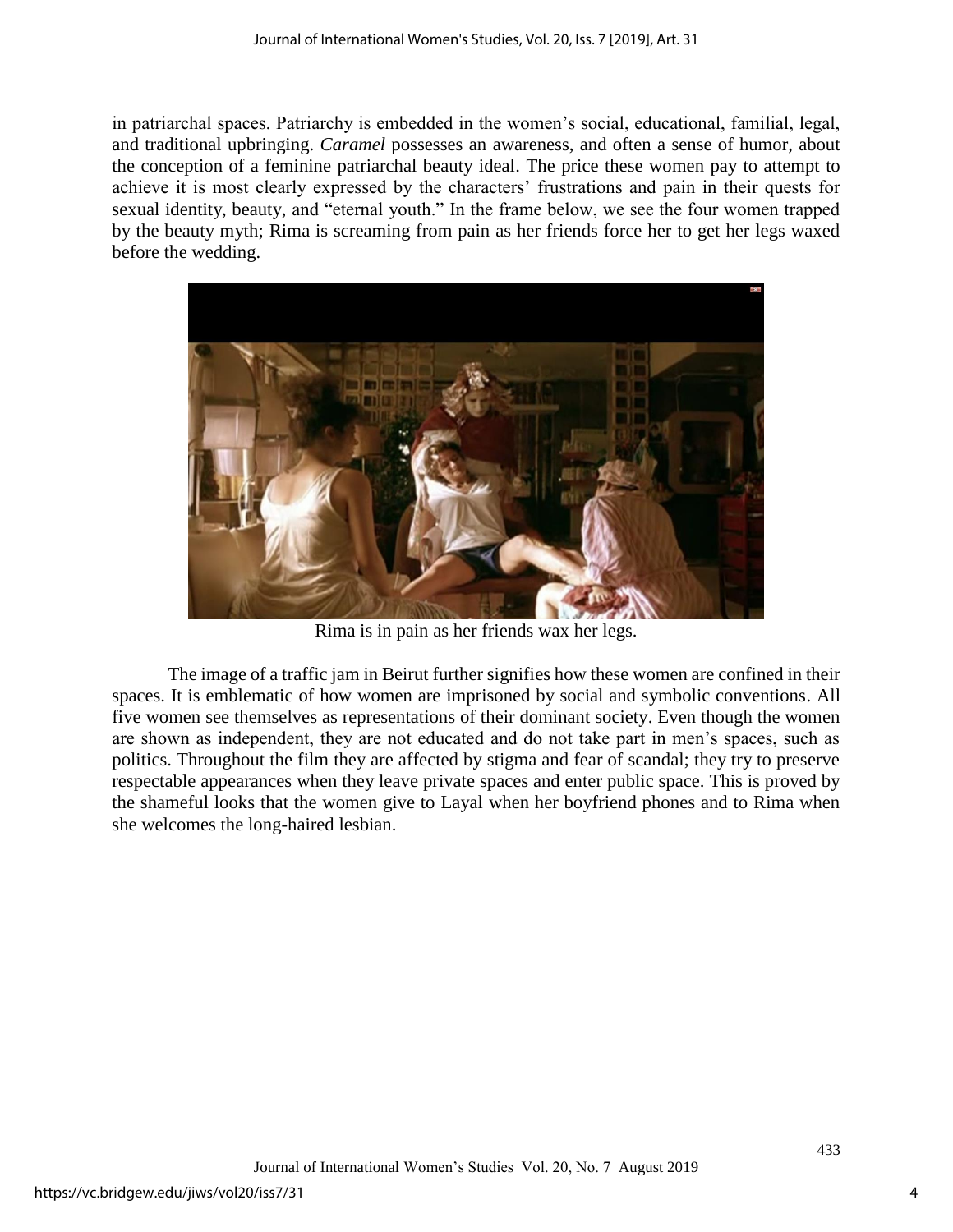in patriarchal spaces. Patriarchy is embedded in the women's social, educational, familial, legal, and traditional upbringing. *Caramel* possesses an awareness, and often a sense of humor, about the conception of a feminine patriarchal beauty ideal. The price these women pay to attempt to achieve it is most clearly expressed by the characters' frustrations and pain in their quests for sexual identity, beauty, and "eternal youth." In the frame below, we see the four women trapped by the beauty myth; Rima is screaming from pain as her friends force her to get her legs waxed before the wedding.

Rima is in pain as her friends wax her legs.

The image of a traffic jam in Beirut further signifies how these women are confined in their spaces. It is emblematic of how women are imprisoned by social and symbolic conventions. All five women see themselves as representations of their dominant society. Even though the women are shown as independent, they are not educated and do not take part in men's spaces, such as politics. Throughout the film they are affected by stigma and fear of scandal; they try to preserve respectable appearances when they leave private spaces and enter public space. This is proved by the shameful looks that the women give to Layal when her boyfriend phones and to Rima when she welcomes the long-haired lesbian.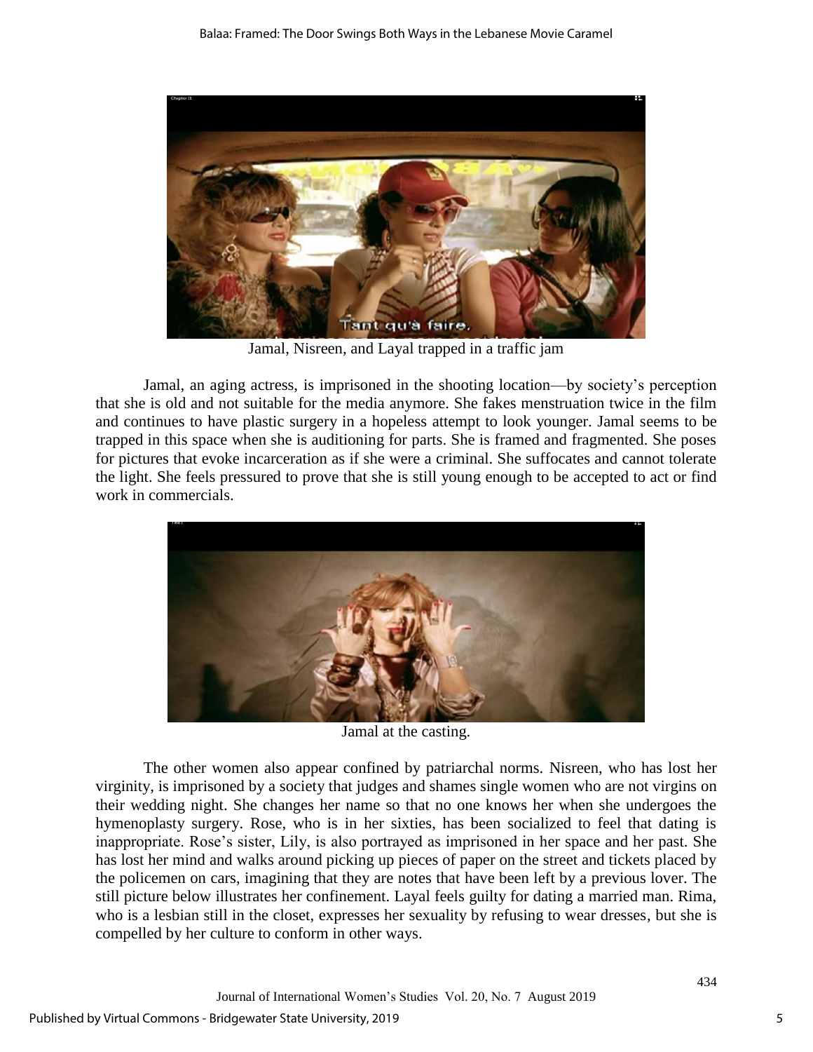Jamal, Nisreen, and Layal trapped in a traffic jam

Jamal, an aging actress, is imprisoned in the shooting location—by society's perception that she is old and not suitable for the media anymore. She fakes menstruation twice in the film and continues to have plastic surgery in a hopeless attempt to look younger. Jamal seems to be trapped in this space when she is auditioning for parts. She is framed and fragmented. She poses for pictures that evoke incarceration as if she were a criminal. She suffocates and cannot tolerate the light. She feels pressured to prove that she is still young enough to be accepted to act or find work in commercials.

Jamal at the casting.

The other women also appear confined by patriarchal norms. Nisreen, who has lost her virginity, is imprisoned by a society that judges and shames single women who are not virgins on their wedding night. She changes her name so that no one knows her when she undergoes the hymenoplasty surgery. Rose, who is in her sixties, has been socialized to feel that dating is inappropriate. Rose's sister, Lily, is also portrayed as imprisoned in her space and her past. She has lost her mind and walks around picking up pieces of paper on the street and tickets placed by the policemen on cars, imagining that they are notes that have been left by a previous lover. The still picture below illustrates her confinement. Layal feels guilty for dating a married man. Rima, who is a lesbian still in the closet, expresses her sexuality by refusing to wear dresses, but she is compelled by her culture to conform in other ways.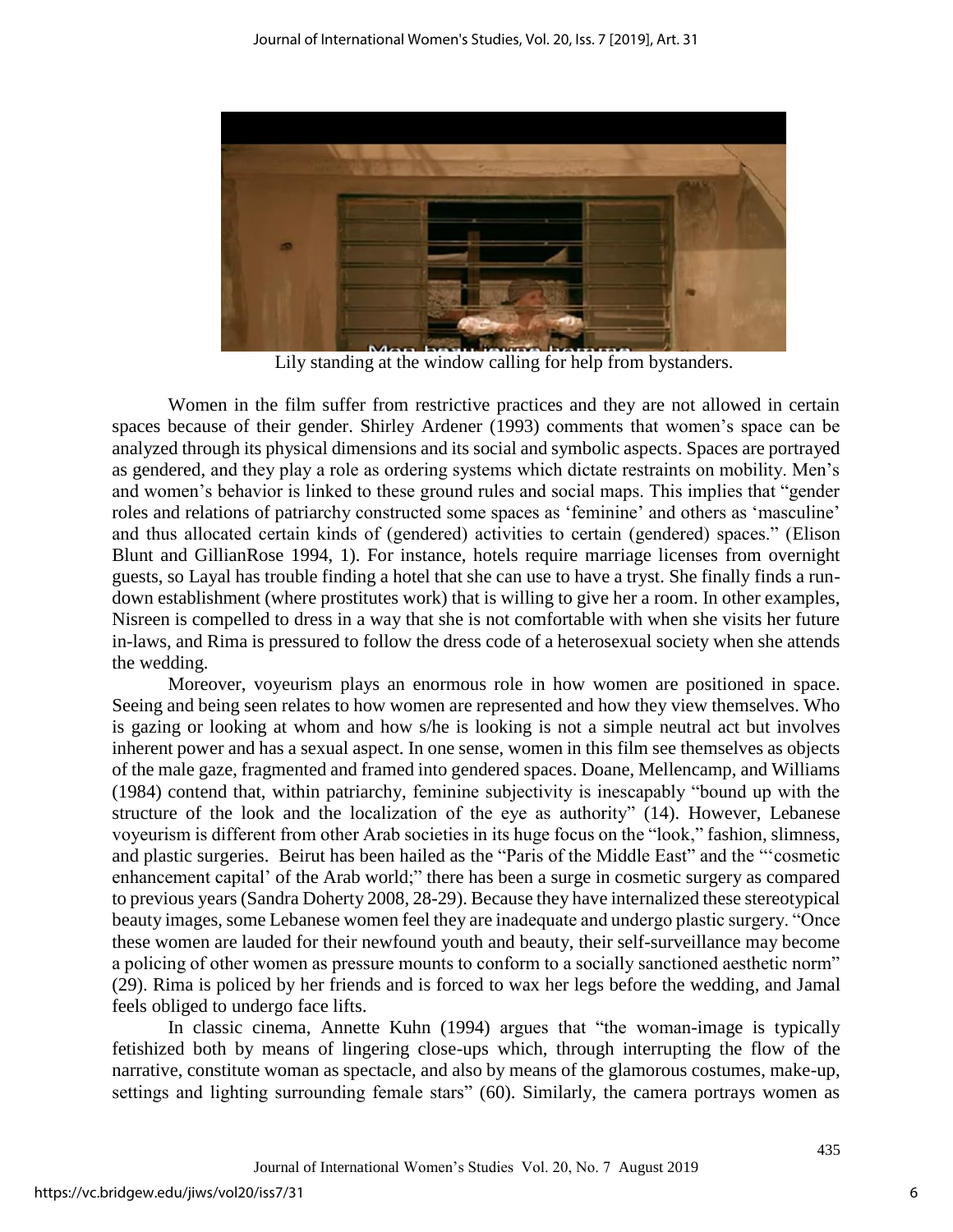Lily standing at the window calling for help from bystanders.

Women in the film suffer from restrictive practices and they are not allowed in certain spaces because of their gender. Shirley Ardener (1993) comments that women's space can be analyzed through its physical dimensions and its social and symbolic aspects. Spaces are portrayed as gendered, and they play a role as ordering systems which dictate restraints on mobility. Men's and women's behavior is linked to these ground rules and social maps. This implies that "gender roles and relations of patriarchy constructed some spaces as 'feminine' and others as 'masculine' and thus allocated certain kinds of (gendered) activities to certain (gendered) spaces." (Elison Blunt and GillianRose 1994, 1). For instance, hotels require marriage licenses from overnight guests, so Layal has trouble finding a hotel that she can use to have a tryst. She finally finds a run-down establishment (where prostitutes work) that is willing to give her a room. In other examples, Nisreen is compelled to dress in a way that she is not comfortable with when she visits her future in-laws, and Rima is pressured to follow the dress code of a heterosexual society when she attends the wedding.

Moreover, voyeurism plays an enormous role in how women are positioned in space. Seeing and being seen relates to how women are represented and how they view themselves. Who is gazing or looking at whom and how s/he is looking is not a simple neutral act but involves inherent power and has a sexual aspect. In one sense, women in this film see themselves as objects of the male gaze, fragmented and framed into gendered spaces. Doane, Mellencamp, and Williams (1984) contend that, within patriarchy, feminine subjectivity is inescapably "bound up with the structure of the look and the localization of the eye as authority" (14). However, Lebanese voyeurism is different from other Arab societies in its huge focus on the "look," fashion, slimness, and plastic surgeries. Beirut has been hailed as the "Paris of the Middle East" and the "'cosmetic enhancement capital' of the Arab world;" there has been a surge in cosmetic surgery as compared to previous years (Sandra Doherty 2008, 28-29). Because they have internalized these stereotypical beauty images, some Lebanese women feel they are inadequate and undergo plastic surgery. "Once these women are lauded for their newfound youth and beauty, their self-surveillance may become a policing of other women as pressure mounts to conform to a socially sanctioned aesthetic norm" (29). Rima is policed by her friends and is forced to wax her legs before the wedding, and Jamal feels obliged to undergo face lifts.

In classic cinema, Annette Kuhn (1994) argues that "the woman-image is typically fetishized both by means of lingering close-ups which, through interrupting the flow of the narrative, constitute woman as spectacle, and also by means of the glamorous costumes, make-up, settings and lighting surrounding female stars" (60). Similarly, the camera portrays women as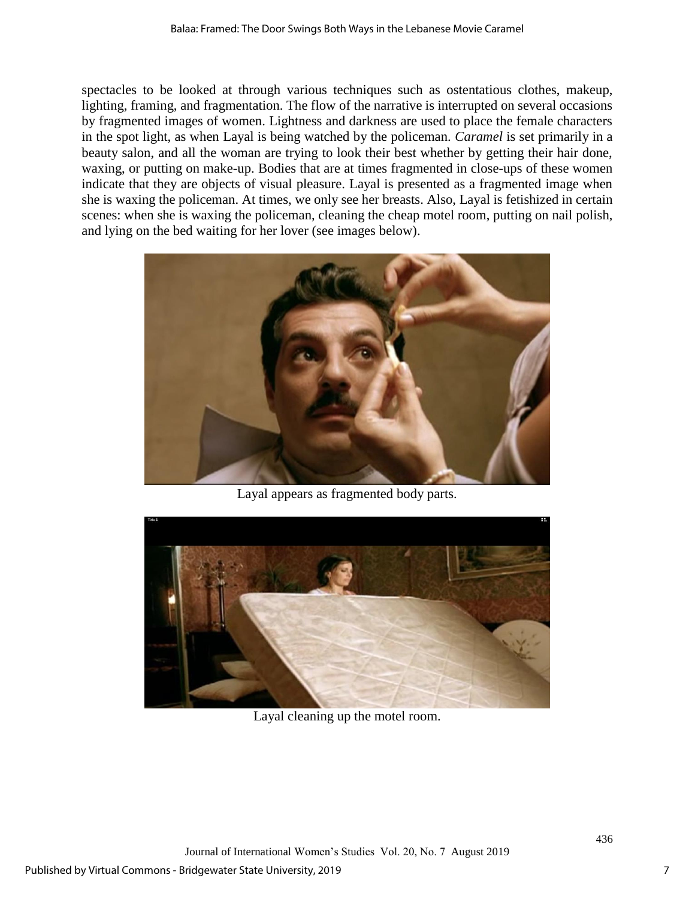spectacles to be looked at through various techniques such as ostentatious clothes, makeup, lighting, framing, and fragmentation. The flow of the narrative is interrupted on several occasions by fragmented images of women. Lightness and darkness are used to place the female characters in the spot light, as when Layal is being watched by the policeman. *Caramel* is set primarily in a beauty salon, and all the woman are trying to look their best whether by getting their hair done, waxing, or putting on make-up. Bodies that are at times fragmented in close-ups of these women indicate that they are objects of visual pleasure. Layal is presented as a fragmented image when she is waxing the policeman. At times, we only see her breasts. Also, Layal is fetishized in certain scenes: when she is waxing the policeman, cleaning the cheap motel room, putting on nail polish, and lying on the bed waiting for her lover (see images below).

Layal appears as fragmented body parts.

Layal cleaning up the motel room.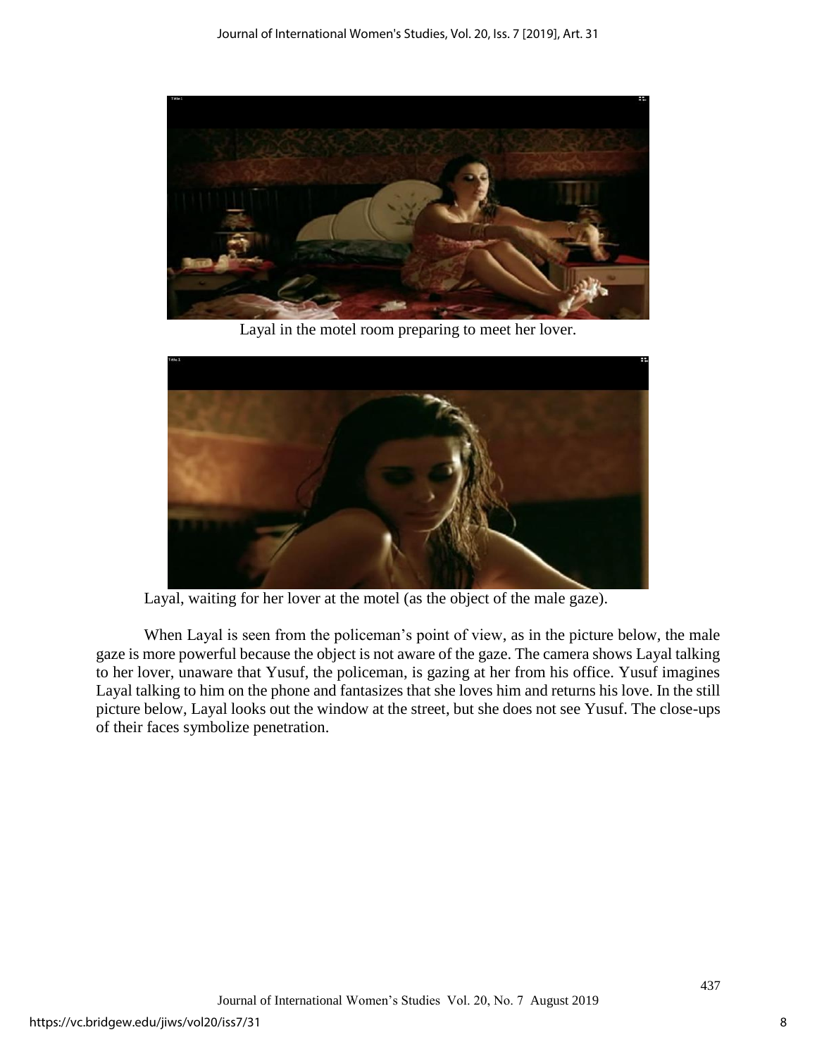Layal in the motel room preparing to meet her lover.

Layal, waiting for her lover at the motel (as the object of the male gaze).

When Layal is seen from the policeman's point of view, as in the picture below, the male gaze is more powerful because the object is not aware of the gaze. The camera shows Layal talking to her lover, unaware that Yusuf, the policeman, is gazing at her from his office. Yusuf imagines Layal talking to him on the phone and fantasizes that she loves him and returns his love. In the still picture below, Layal looks out the window at the street, but she does not see Yusuf. The close-ups of their faces symbolize penetration.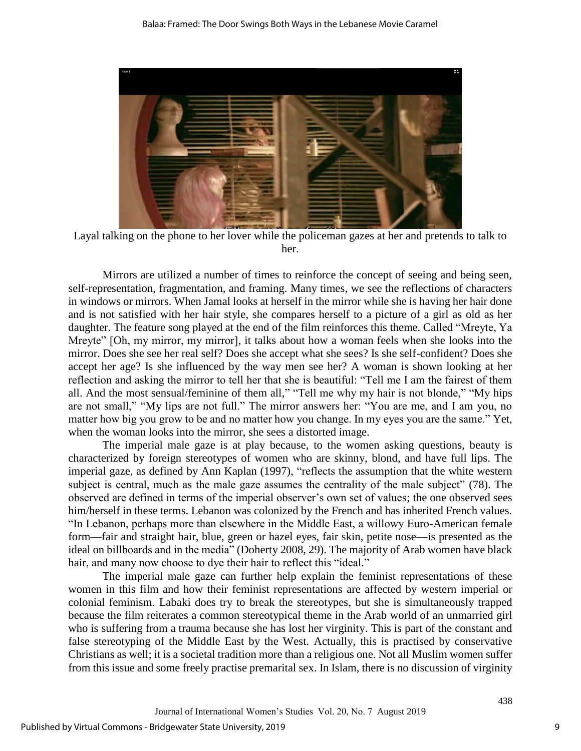Layal talking on the phone to her lover while the policeman gazes at her and pretends to talk to her.

Mirrors are utilized a number of times to reinforce the concept of seeing and being seen, self-representation, fragmentation, and framing. Many times, we see the reflections of characters in windows or mirrors. When Jamal looks at herself in the mirror while she is having her hair done and is not satisfied with her hair style, she compares herself to a picture of a girl as old as her daughter. The feature song played at the end of the film reinforces this theme. Called "Mreyte, Ya Mreyte" [Oh, my mirror, my mirror], it talks about how a woman feels when she looks into the mirror. Does she see her real self? Does she accept what she sees? Is she self-confident? Does she accept her age? Is she influenced by the way men see her? A woman is shown looking at her reflection and asking the mirror to tell her that she is beautiful: "Tell me I am the fairest of them all. And the most sensual/feminine of them all," "Tell me why my hair is not blonde," "My hips are not small," "My lips are not full." The mirror answers her: "You are me, and I am you, no matter how big you grow to be and no matter how you change. In my eyes you are the same." Yet, when the woman looks into the mirror, she sees a distorted image.

The imperial male gaze is at play because, to the women asking questions, beauty is characterized by foreign stereotypes of women who are skinny, blond, and have full lips. The imperial gaze, as defined by Ann Kaplan (1997), "reflects the assumption that the white western subject is central, much as the male gaze assumes the centrality of the male subject" (78). The observed are defined in terms of the imperial observer's own set of values; the one observed sees him/herself in these terms. Lebanon was colonized by the French and has inherited French values. "In Lebanon, perhaps more than elsewhere in the Middle East, a willowy Euro-American female form—fair and straight hair, blue, green or hazel eyes, fair skin, petite nose—is presented as the ideal on billboards and in the media" (Doherty 2008, 29). The majority of Arab women have black hair, and many now choose to dye their hair to reflect this "ideal."

The imperial male gaze can further help explain the feminist representations of these women in this film and how their feminist representations are affected by western imperial or colonial feminism. Labaki does try to break the stereotypes, but she is simultaneously trapped because the film reiterates a common stereotypical theme in the Arab world of an unmarried girl who is suffering from a trauma because she has lost her virginity. This is part of the constant and false stereotyping of the Middle East by the West. Actually, this is practised by conservative Christians as well; it is a societal tradition more than a religious one. Not all Muslim women suffer from this issue and some freely practise premarital sex. In Islam, there is no discussion of virginity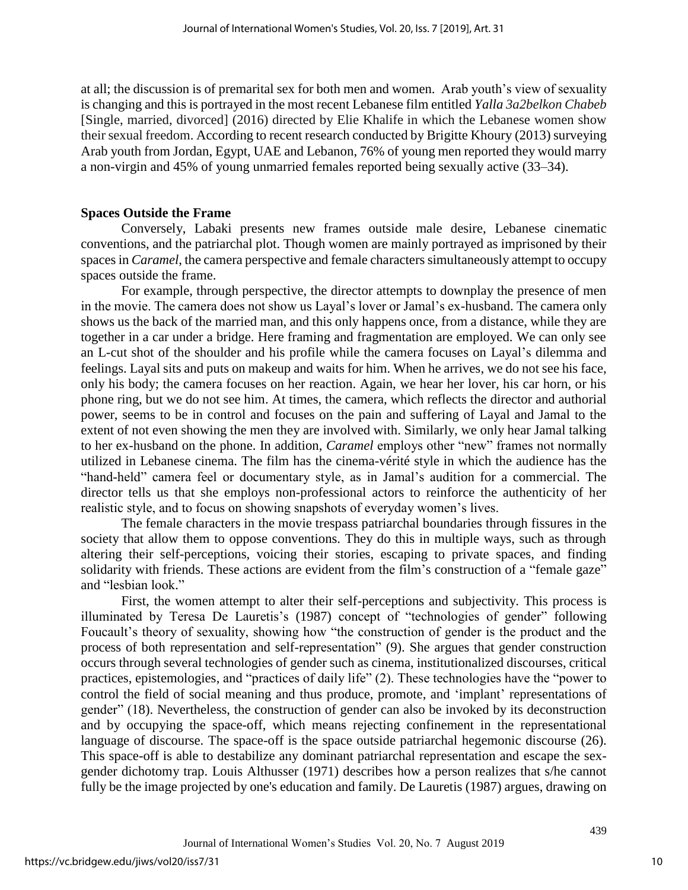at all; the discussion is of premarital sex for both men and women. Arab youth's view of sexuality is changing and this is portrayed in the most recent Lebanese film entitled *Yalla 3a2belkon Chabeb* [Single, married, divorced] (2016) directed by Elie Khalife in which the Lebanese women show their sexual freedom. According to recent research conducted by Brigitte Khoury (2013) surveying Arab youth from Jordan, Egypt, UAE and Lebanon, 76% of young men reported they would marry a non-virgin and 45% of young unmarried females reported being sexually active (33–34).

## Spaces Outside the Frame

Conversely, Labaki presents new frames outside male desire, Lebanese cinematic conventions, and the patriarchal plot. Though women are mainly portrayed as imprisoned by their spaces in *Caramel*, the camera perspective and female characters simultaneously attempt to occupy spaces outside the frame.

For example, through perspective, the director attempts to downplay the presence of men in the movie. The camera does not show us Layal's lover or Jamal's ex-husband. The camera only shows us the back of the married man, and this only happens once, from a distance, while they are together in a car under a bridge. Here framing and fragmentation are employed. We can only see an L-cut shot of the shoulder and his profile while the camera focuses on Layal's dilemma and feelings. Layal sits and puts on makeup and waits for him. When he arrives, we do not see his face, only his body; the camera focuses on her reaction. Again, we hear her lover, his car horn, or his phone ring, but we do not see him. At times, the camera, which reflects the director and authorial power, seems to be in control and focuses on the pain and suffering of Layal and Jamal to the extent of not even showing the men they are involved with. Similarly, we only hear Jamal talking to her ex-husband on the phone. In addition, *Caramel* employs other "new" frames not normally utilized in Lebanese cinema. The film has the cinema-vérité style in which the audience has the "hand-held" camera feel or documentary style, as in Jamal's audition for a commercial. The director tells us that she employs non-professional actors to reinforce the authenticity of her realistic style, and to focus on showing snapshots of everyday women's lives.

The female characters in the movie trespass patriarchal boundaries through fissures in the society that allow them to oppose conventions. They do this in multiple ways, such as through altering their self-perceptions, voicing their stories, escaping to private spaces, and finding solidarity with friends. These actions are evident from the film's construction of a "female gaze" and "lesbian look."

First, the women attempt to alter their self-perceptions and subjectivity. This process is illuminated by Teresa De Lauretis's (1987) concept of "technologies of gender" following Foucault's theory of sexuality, showing how "the construction of gender is the product and the process of both representation and self-representation" (9). She argues that gender construction occurs through several technologies of gender such as cinema, institutionalized discourses, critical practices, epistemologies, and "practices of daily life" (2). These technologies have the "power to control the field of social meaning and thus produce, promote, and 'implant' representations of gender" (18). Nevertheless, the construction of gender can also be invoked by its deconstruction and by occupying the space-off, which means rejecting confinement in the representational language of discourse. The space-off is the space outside patriarchal hegemonic discourse (26). This space-off is able to destabilize any dominant patriarchal representation and escape the sex-gender dichotomy trap. Louis Althusser (1971) describes how a person realizes that s/he cannot fully be the image projected by one's education and family. De Lauretis (1987) argues, drawing on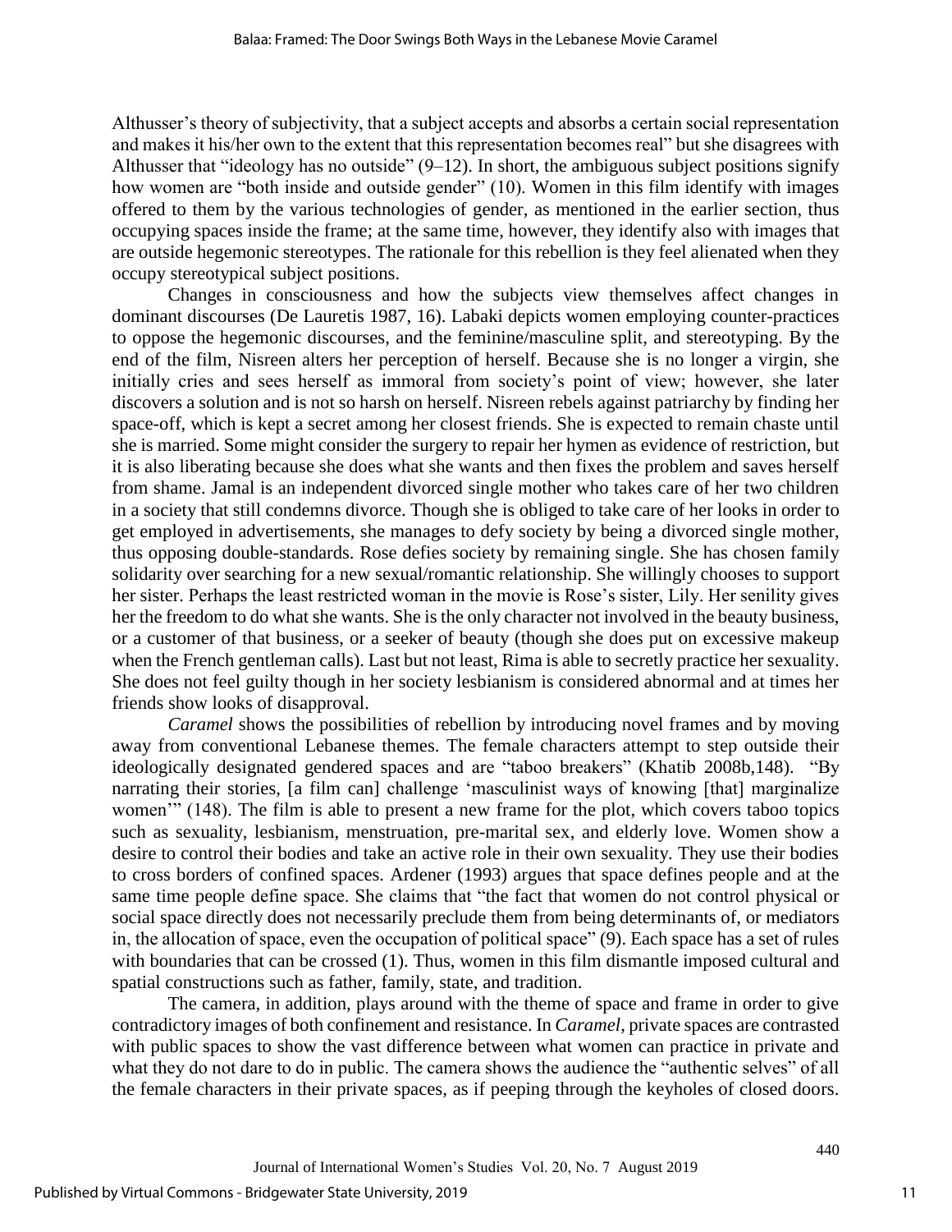Althusser's theory of subjectivity, that a subject accepts and absorbs a certain social representation and makes it his/her own to the extent that this representation becomes real" but she disagrees with Althusser that "ideology has no outside" (9–12). In short, the ambiguous subject positions signify how women are "both inside and outside gender" (10). Women in this film identify with images offered to them by the various technologies of gender, as mentioned in the earlier section, thus occupying spaces inside the frame; at the same time, however, they identify also with images that are outside hegemonic stereotypes. The rationale for this rebellion is they feel alienated when they occupy stereotypical subject positions.

Changes in consciousness and how the subjects view themselves affect changes in dominant discourses (De Lauretis 1987, 16). Labaki depicts women employing counter-practices to oppose the hegemonic discourses, and the feminine/masculine split, and stereotyping. By the end of the film, Nisreen alters her perception of herself. Because she is no longer a virgin, she initially cries and sees herself as immoral from society's point of view; however, she later discovers a solution and is not so harsh on herself. Nisreen rebels against patriarchy by finding her space-off, which is kept a secret among her closest friends. She is expected to remain chaste until she is married. Some might consider the surgery to repair her hymen as evidence of restriction, but it is also liberating because she does what she wants and then fixes the problem and saves herself from shame. Jamal is an independent divorced single mother who takes care of her two children in a society that still condemns divorce. Though she is obliged to take care of her looks in order to get employed in advertisements, she manages to defy society by being a divorced single mother, thus opposing double-standards. Rose defies society by remaining single. She has chosen family solidarity over searching for a new sexual/romantic relationship. She willingly chooses to support her sister. Perhaps the least restricted woman in the movie is Rose's sister, Lily. Her senility gives her the freedom to do what she wants. She is the only character not involved in the beauty business, or a customer of that business, or a seeker of beauty (though she does put on excessive makeup when the French gentleman calls). Last but not least, Rima is able to secretly practice her sexuality. She does not feel guilty though in her society lesbianism is considered abnormal and at times her friends show looks of disapproval.

*Caramel* shows the possibilities of rebellion by introducing novel frames and by moving away from conventional Lebanese themes. The female characters attempt to step outside their ideologically designated gendered spaces and are "taboo breakers" (Khatib 2008b,148). "By narrating their stories, [a film can] challenge 'masculinist ways of knowing [that] marginalize women'" (148). The film is able to present a new frame for the plot, which covers taboo topics such as sexuality, lesbianism, menstruation, pre-marital sex, and elderly love. Women show a desire to control their bodies and take an active role in their own sexuality. They use their bodies to cross borders of confined spaces. Ardener (1993) argues that space defines people and at the same time people define space. She claims that "the fact that women do not control physical or social space directly does not necessarily preclude them from being determinants of, or mediators in, the allocation of space, even the occupation of political space" (9). Each space has a set of rules with boundaries that can be crossed (1). Thus, women in this film dismantle imposed cultural and spatial constructions such as father, family, state, and tradition.

The camera, in addition, plays around with the theme of space and frame in order to give contradictory images of both confinement and resistance. In *Caramel*, private spaces are contrasted with public spaces to show the vast difference between what women can practice in private and what they do not dare to do in public. The camera shows the audience the "authentic selves" of all the female characters in their private spaces, as if peeping through the keyholes of closed doors.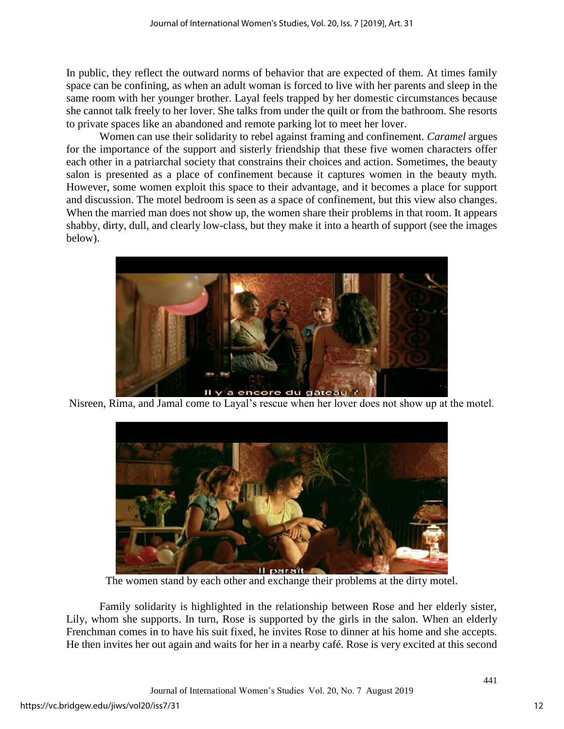In public, they reflect the outward norms of behavior that are expected of them. At times family space can be confining, as when an adult woman is forced to live with her parents and sleep in the same room with her younger brother. Layal feels trapped by her domestic circumstances because she cannot talk freely to her lover. She talks from under the quilt or from the bathroom. She resorts to private spaces like an abandoned and remote parking lot to meet her lover.

Women can use their solidarity to rebel against framing and confinement. *Caramel* argues for the importance of the support and sisterly friendship that these five women characters offer each other in a patriarchal society that constrains their choices and action. Sometimes, the beauty salon is presented as a place of confinement because it captures women in the beauty myth. However, some women exploit this space to their advantage, and it becomes a place for support and discussion. The motel bedroom is seen as a space of confinement, but this view also changes. When the married man does not show up, the women share their problems in that room. It appears shabby, dirty, dull, and clearly low-class, but they make it into a hearth of support (see the images below).

Nisreen, Rima, and Jamal come to Layal's rescue when her lover does not show up at the motel.

The women stand by each other and exchange their problems at the dirty motel.

Family solidarity is highlighted in the relationship between Rose and her elderly sister, Lily, whom she supports. In turn, Rose is supported by the girls in the salon. When an elderly Frenchman comes in to have his suit fixed, he invites Rose to dinner at his home and she accepts. He then invites her out again and waits for her in a nearby café. Rose is very excited at this second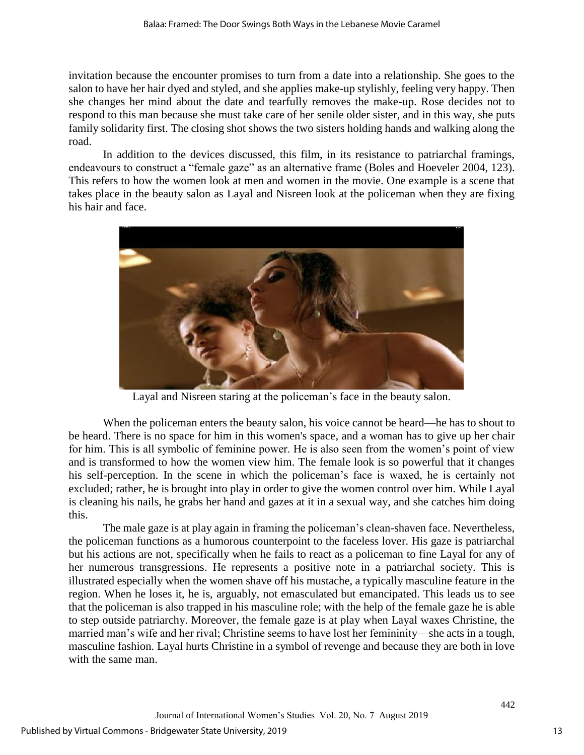invitation because the encounter promises to turn from a date into a relationship. She goes to the salon to have her hair dyed and styled, and she applies make-up stylishly, feeling very happy. Then she changes her mind about the date and tearfully removes the make-up. Rose decides not to respond to this man because she must take care of her senile older sister, and in this way, she puts family solidarity first. The closing shot shows the two sisters holding hands and walking along the road.

In addition to the devices discussed, this film, in its resistance to patriarchal framings, endeavours to construct a "female gaze" as an alternative frame (Boles and Hoeveler 2004, 123). This refers to how the women look at men and women in the movie. One example is a scene that takes place in the beauty salon as Layal and Nisreen look at the policeman when they are fixing his hair and face.

Layal and Nisreen staring at the policeman's face in the beauty salon.

When the policeman enters the beauty salon, his voice cannot be heard—he has to shout to be heard. There is no space for him in this women's space, and a woman has to give up her chair for him. This is all symbolic of feminine power. He is also seen from the women's point of view and is transformed to how the women view him. The female look is so powerful that it changes his self-perception. In the scene in which the policeman's face is waxed, he is certainly not excluded; rather, he is brought into play in order to give the women control over him. While Layal is cleaning his nails, he grabs her hand and gazes at it in a sexual way, and she catches him doing this.

The male gaze is at play again in framing the policeman's clean-shaven face. Nevertheless, the policeman functions as a humorous counterpoint to the faceless lover. His gaze is patriarchal but his actions are not, specifically when he fails to react as a policeman to fine Layal for any of her numerous transgressions. He represents a positive note in a patriarchal society. This is illustrated especially when the women shave off his mustache, a typically masculine feature in the region. When he loses it, he is, arguably, not emasculated but emancipated. This leads us to see that the policeman is also trapped in his masculine role; with the help of the female gaze he is able to step outside patriarchy. Moreover, the female gaze is at play when Layal waxes Christine, the married man's wife and her rival; Christine seems to have lost her femininity—she acts in a tough, masculine fashion. Layal hurts Christine in a symbol of revenge and because they are both in love with the same man.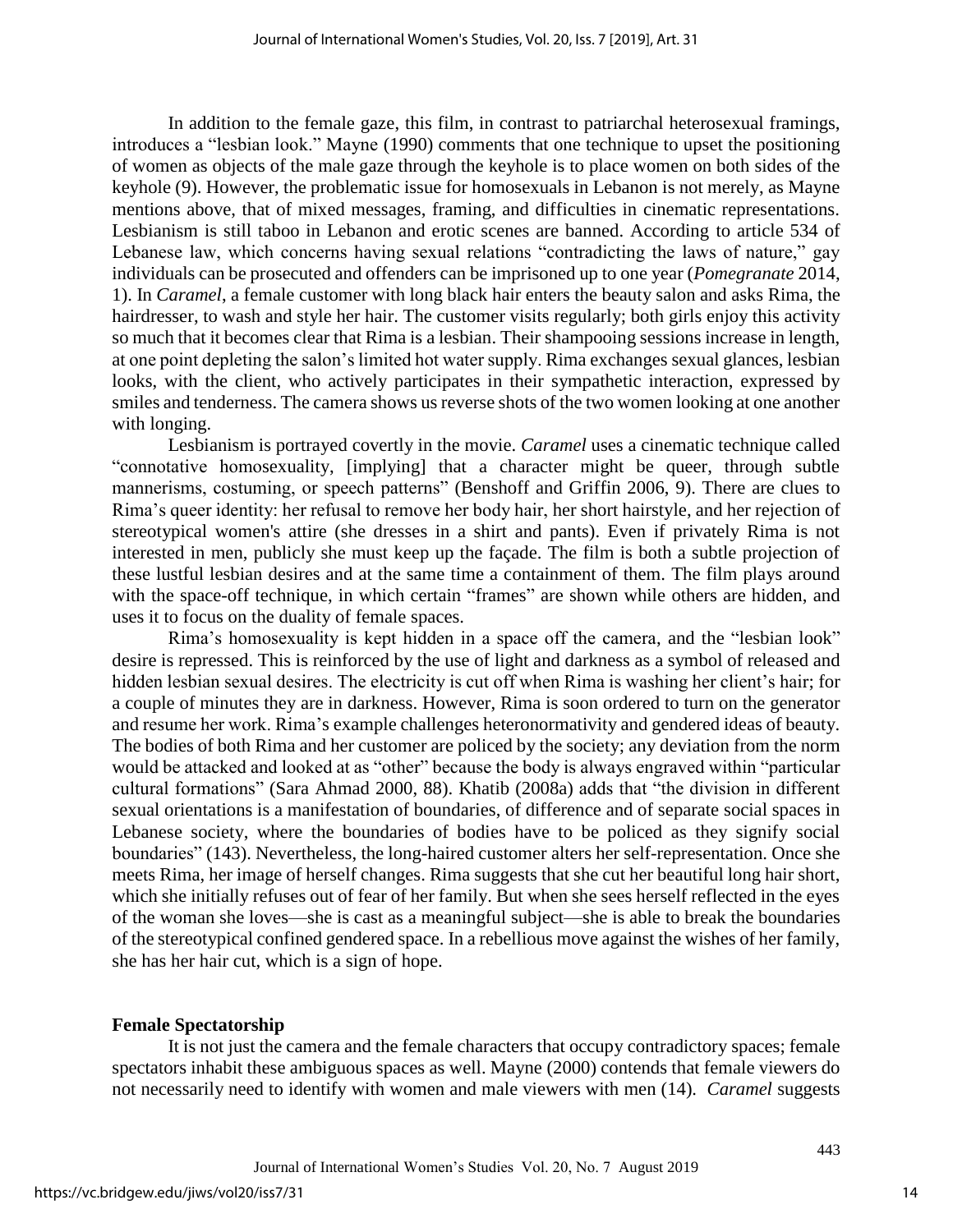In addition to the female gaze, this film, in contrast to patriarchal heterosexual framings, introduces a "lesbian look." Mayne (1990) comments that one technique to upset the positioning of women as objects of the male gaze through the keyhole is to place women on both sides of the keyhole (9). However, the problematic issue for homosexuals in Lebanon is not merely, as Mayne mentions above, that of mixed messages, framing, and difficulties in cinematic representations. Lesbianism is still taboo in Lebanon and erotic scenes are banned. According to article 534 of Lebanese law, which concerns having sexual relations "contradicting the laws of nature," gay individuals can be prosecuted and offenders can be imprisoned up to one year (*Pomegranate* 2014, 1). In *Caramel*, a female customer with long black hair enters the beauty salon and asks Rima, the hairdresser, to wash and style her hair. The customer visits regularly; both girls enjoy this activity so much that it becomes clear that Rima is a lesbian. Their shampooing sessions increase in length, at one point depleting the salon's limited hot water supply. Rima exchanges sexual glances, lesbian looks, with the client, who actively participates in their sympathetic interaction, expressed by smiles and tenderness. The camera shows us reverse shots of the two women looking at one another with longing.

Lesbianism is portrayed covertly in the movie. *Caramel* uses a cinematic technique called "connotative homosexuality, [implying] that a character might be queer, through subtle mannerisms, costuming, or speech patterns" (Benshoff and Griffin 2006, 9). There are clues to Rima's queer identity: her refusal to remove her body hair, her short hairstyle, and her rejection of stereotypical women's attire (she dresses in a shirt and pants). Even if privately Rima is not interested in men, publicly she must keep up the façade. The film is both a subtle projection of these lustful lesbian desires and at the same time a containment of them. The film plays around with the space-off technique, in which certain "frames" are shown while others are hidden, and uses it to focus on the duality of female spaces.

Rima's homosexuality is kept hidden in a space off the camera, and the "lesbian look" desire is repressed. This is reinforced by the use of light and darkness as a symbol of released and hidden lesbian sexual desires. The electricity is cut off when Rima is washing her client's hair; for a couple of minutes they are in darkness. However, Rima is soon ordered to turn on the generator and resume her work. Rima's example challenges heteronormativity and gendered ideas of beauty. The bodies of both Rima and her customer are policed by the society; any deviation from the norm would be attacked and looked at as "other" because the body is always engraved within "particular cultural formations" (Sara Ahmad 2000, 88). Khatib (2008a) adds that "the division in different sexual orientations is a manifestation of boundaries, of difference and of separate social spaces in Lebanese society, where the boundaries of bodies have to be policed as they signify social boundaries" (143). Nevertheless, the long-haired customer alters her self-representation. Once she meets Rima, her image of herself changes. Rima suggests that she cut her beautiful long hair short, which she initially refuses out of fear of her family. But when she sees herself reflected in the eyes of the woman she loves—she is cast as a meaningful subject—she is able to break the boundaries of the stereotypical confined gendered space. In a rebellious move against the wishes of her family, she has her hair cut, which is a sign of hope.

## Female Spectatorship

It is not just the camera and the female characters that occupy contradictory spaces; female spectators inhabit these ambiguous spaces as well. Mayne (2000) contends that female viewers do not necessarily need to identify with women and male viewers with men (14). *Caramel* suggests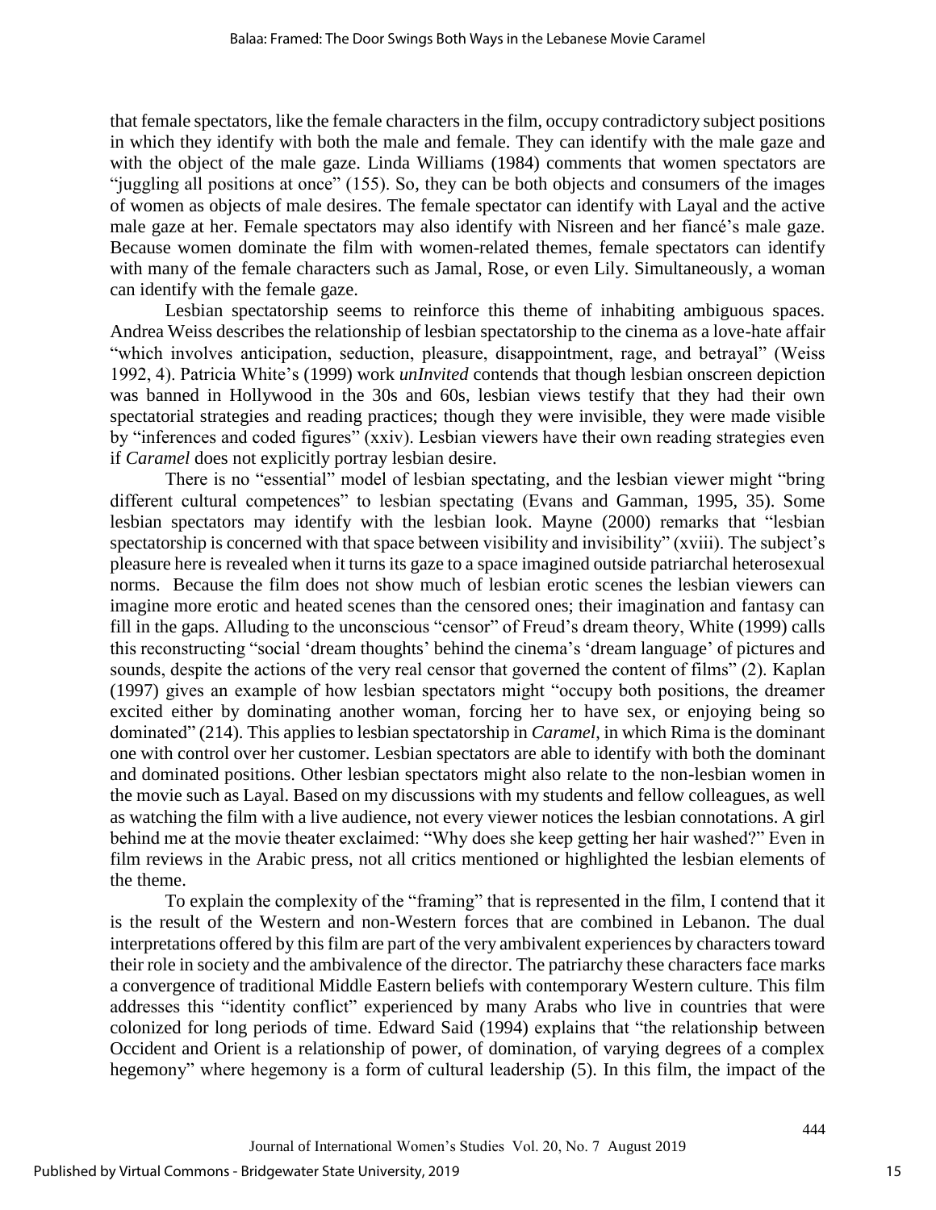that female spectators, like the female characters in the film, occupy contradictory subject positions in which they identify with both the male and female. They can identify with the male gaze and with the object of the male gaze. Linda Williams (1984) comments that women spectators are "juggling all positions at once" (155). So, they can be both objects and consumers of the images of women as objects of male desires. The female spectator can identify with Layal and the active male gaze at her. Female spectators may also identify with Nisreen and her fiancé's male gaze. Because women dominate the film with women-related themes, female spectators can identify with many of the female characters such as Jamal, Rose, or even Lily. Simultaneously, a woman can identify with the female gaze.

Lesbian spectatorship seems to reinforce this theme of inhabiting ambiguous spaces. Andrea Weiss describes the relationship of lesbian spectatorship to the cinema as a love-hate affair "which involves anticipation, seduction, pleasure, disappointment, rage, and betrayal" (Weiss 1992, 4). Patricia White's (1999) work *unInvited* contends that though lesbian onscreen depiction was banned in Hollywood in the 30s and 60s, lesbian views testify that they had their own spectatorial strategies and reading practices; though they were invisible, they were made visible by "inferences and coded figures" (xxiv). Lesbian viewers have their own reading strategies even if *Caramel* does not explicitly portray lesbian desire.

There is no "essential" model of lesbian spectating, and the lesbian viewer might "bring different cultural competences" to lesbian spectating (Evans and Gamman, 1995, 35). Some lesbian spectators may identify with the lesbian look. Mayne (2000) remarks that "lesbian spectatorship is concerned with that space between visibility and invisibility" (xviii). The subject's pleasure here is revealed when it turns its gaze to a space imagined outside patriarchal heterosexual norms. Because the film does not show much of lesbian erotic scenes the lesbian viewers can imagine more erotic and heated scenes than the censored ones; their imagination and fantasy can fill in the gaps. Alluding to the unconscious "censor" of Freud's dream theory, White (1999) calls this reconstructing "social 'dream thoughts' behind the cinema's 'dream language' of pictures and sounds, despite the actions of the very real censor that governed the content of films" (2). Kaplan (1997) gives an example of how lesbian spectators might "occupy both positions, the dreamer excited either by dominating another woman, forcing her to have sex, or enjoying being so dominated" (214). This applies to lesbian spectatorship in *Caramel*, in which Rima is the dominant one with control over her customer. Lesbian spectators are able to identify with both the dominant and dominated positions. Other lesbian spectators might also relate to the non-lesbian women in the movie such as Layal. Based on my discussions with my students and fellow colleagues, as well as watching the film with a live audience, not every viewer notices the lesbian connotations. A girl behind me at the movie theater exclaimed: "Why does she keep getting her hair washed?" Even in film reviews in the Arabic press, not all critics mentioned or highlighted the lesbian elements of the theme.

To explain the complexity of the "framing" that is represented in the film, I contend that it is the result of the Western and non-Western forces that are combined in Lebanon. The dual interpretations offered by this film are part of the very ambivalent experiences by characters toward their role in society and the ambivalence of the director. The patriarchy these characters face marks a convergence of traditional Middle Eastern beliefs with contemporary Western culture. This film addresses this "identity conflict" experienced by many Arabs who live in countries that were colonized for long periods of time. Edward Said (1994) explains that "the relationship between Occident and Orient is a relationship of power, of domination, of varying degrees of a complex hegemony" where hegemony is a form of cultural leadership (5). In this film, the impact of the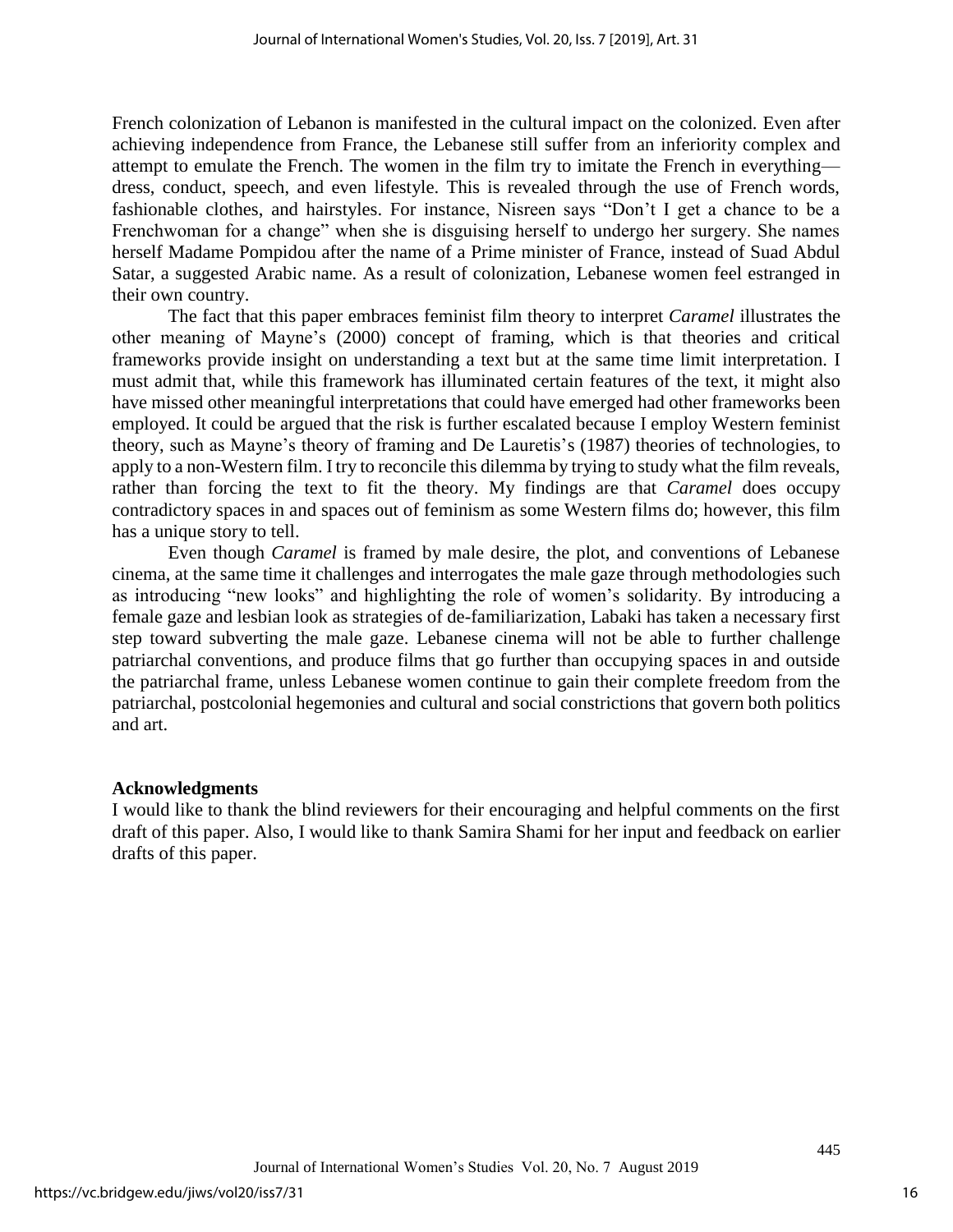French colonization of Lebanon is manifested in the cultural impact on the colonized. Even after achieving independence from France, the Lebanese still suffer from an inferiority complex and attempt to emulate the French. The women in the film try to imitate the French in everything—dress, conduct, speech, and even lifestyle. This is revealed through the use of French words, fashionable clothes, and hairstyles. For instance, Nisreen says "Don't I get a chance to be a Frenchwoman for a change" when she is disguising herself to undergo her surgery. She names herself Madame Pompidou after the name of a Prime minister of France, instead of Suad Abdul Satar, a suggested Arabic name. As a result of colonization, Lebanese women feel estranged in their own country.

The fact that this paper embraces feminist film theory to interpret *Caramel* illustrates the other meaning of Mayne's (2000) concept of framing, which is that theories and critical frameworks provide insight on understanding a text but at the same time limit interpretation. I must admit that, while this framework has illuminated certain features of the text, it might also have missed other meaningful interpretations that could have emerged had other frameworks been employed. It could be argued that the risk is further escalated because I employ Western feminist theory, such as Mayne's theory of framing and De Lauretis's (1987) theories of technologies, to apply to a non-Western film. I try to reconcile this dilemma by trying to study what the film reveals, rather than forcing the text to fit the theory. My findings are that *Caramel* does occupy contradictory spaces in and spaces out of feminism as some Western films do; however, this film has a unique story to tell.

Even though *Caramel* is framed by male desire, the plot, and conventions of Lebanese cinema, at the same time it challenges and interrogates the male gaze through methodologies such as introducing "new looks" and highlighting the role of women's solidarity. By introducing a female gaze and lesbian look as strategies of de-familiarization, Labaki has taken a necessary first step toward subverting the male gaze. Lebanese cinema will not be able to further challenge patriarchal conventions, and produce films that go further than occupying spaces in and outside the patriarchal frame, unless Lebanese women continue to gain their complete freedom from the patriarchal, postcolonial hegemonies and cultural and social constrictions that govern both politics and art.

**Acknowledgments**

I would like to thank the blind reviewers for their encouraging and helpful comments on the first draft of this paper. Also, I would like to thank Samira Shami for her input and feedback on earlier drafts of this paper.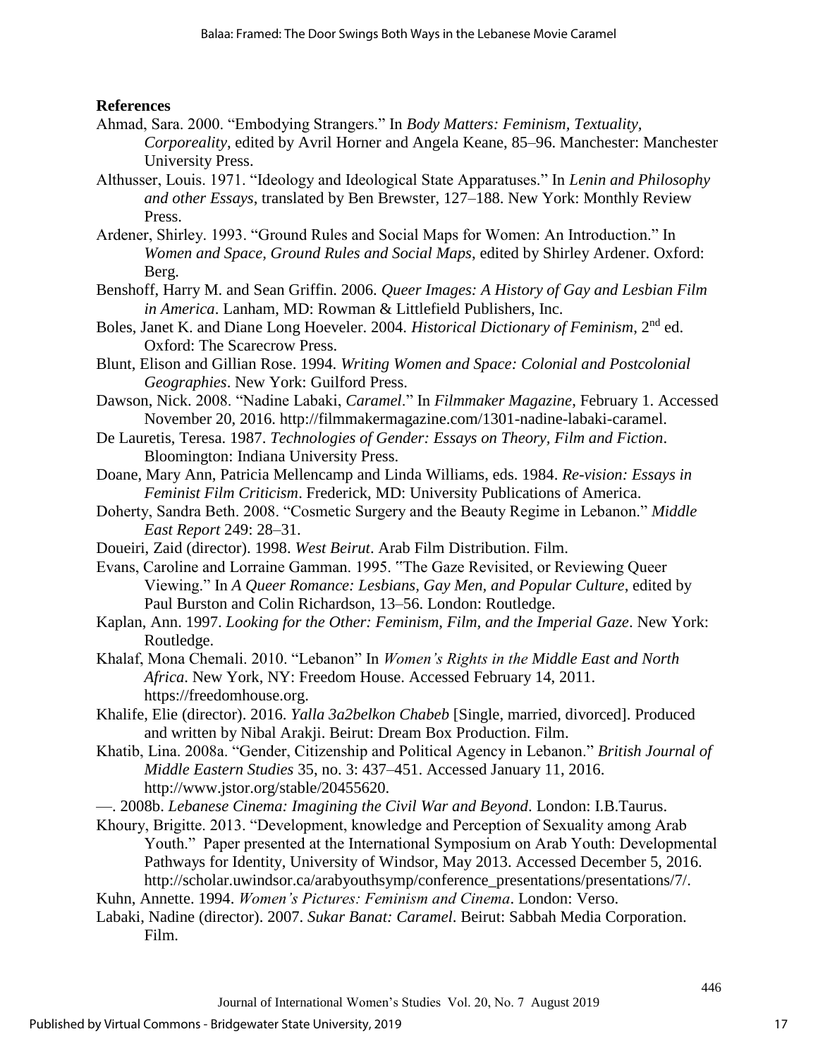**References**

Ahmad, Sara. 2000. "Embodying Strangers." In *Body Matters: Feminism, Textuality, Corporeality*, edited by Avril Horner and Angela Keane, 85–96. Manchester: Manchester University Press.

Althusser, Louis. 1971. "Ideology and Ideological State Apparatuses." In *Lenin and Philosophy and other Essays*, translated by Ben Brewster, 127–188. New York: Monthly Review Press.

Ardener, Shirley. 1993. "Ground Rules and Social Maps for Women: An Introduction." In *Women and Space, Ground Rules and Social Maps*, edited by Shirley Ardener. Oxford: Berg.

Benshoff, Harry M. and Sean Griffin. 2006. *Queer Images: A History of Gay and Lesbian Film in America*. Lanham, MD: Rowman & Littlefield Publishers, Inc.

Boles, Janet K. and Diane Long Hoeveler. 2004. *Historical Dictionary of Feminism*, 2nd ed. Oxford: The Scarecrow Press.

Blunt, Elison and Gillian Rose. 1994. *Writing Women and Space: Colonial and Postcolonial Geographies*. New York: Guilford Press.

Dawson, Nick. 2008. "Nadine Labaki, *Caramel*." In *Filmmaker Magazine*, February 1. Accessed November 20, 2016. http://filmmakermagazine.com/1301-nadine-labaki-caramel.

De Lauretis, Teresa. 1987. *Technologies of Gender: Essays on Theory, Film and Fiction*. Bloomington: Indiana University Press.

Doane, Mary Ann, Patricia Mellencamp and Linda Williams, eds. 1984. *Re-vision: Essays in Feminist Film Criticism*. Frederick, MD: University Publications of America.

Doherty, Sandra Beth. 2008. "Cosmetic Surgery and the Beauty Regime in Lebanon." *Middle East Report* 249: 28–31.

Doueiri, Zaid (director). 1998. *West Beirut*. Arab Film Distribution. Film.

Evans, Caroline and Lorraine Gamman. 1995. "The Gaze Revisited, or Reviewing Queer Viewing." In *A Queer Romance: Lesbians, Gay Men, and Popular Culture*, edited by Paul Burston and Colin Richardson, 13–56. London: Routledge.

Kaplan, Ann. 1997. *Looking for the Other: Feminism, Film, and the Imperial Gaze*. New York: Routledge.

Khalaf, Mona Chemali. 2010. "Lebanon" In *Women's Rights in the Middle East and North Africa*. New York, NY: Freedom House. Accessed February 14, 2011. https://freedomhouse.org.

Khalife, Elie (director). 2016. *Yalla 3a2belkon Chabeb* [Single, married, divorced]. Produced and written by Nibal Arakji. Beirut: Dream Box Production. Film.

Khatib, Lina. 2008a. "Gender, Citizenship and Political Agency in Lebanon." *British Journal of Middle Eastern Studies* 35, no. 3: 437–451. Accessed January 11, 2016. http://www.jstor.org/stable/20455620.

—. 2008b. *Lebanese Cinema: Imagining the Civil War and Beyond*. London: I.B.Taurus.

Khoury, Brigitte. 2013. "Development, knowledge and Perception of Sexuality among Arab Youth." Paper presented at the International Symposium on Arab Youth: Developmental Pathways for Identity, University of Windsor, May 2013. Accessed December 5, 2016. http://scholar.uwindsor.ca/arabyouthsymp/conference_presentations/presentations/7/.

Kuhn, Annette. 1994. *Women's Pictures: Feminism and Cinema*. London: Verso.

Labaki, Nadine (director). 2007. *Sukar Banat: Caramel*. Beirut: Sabbah Media Corporation. Film.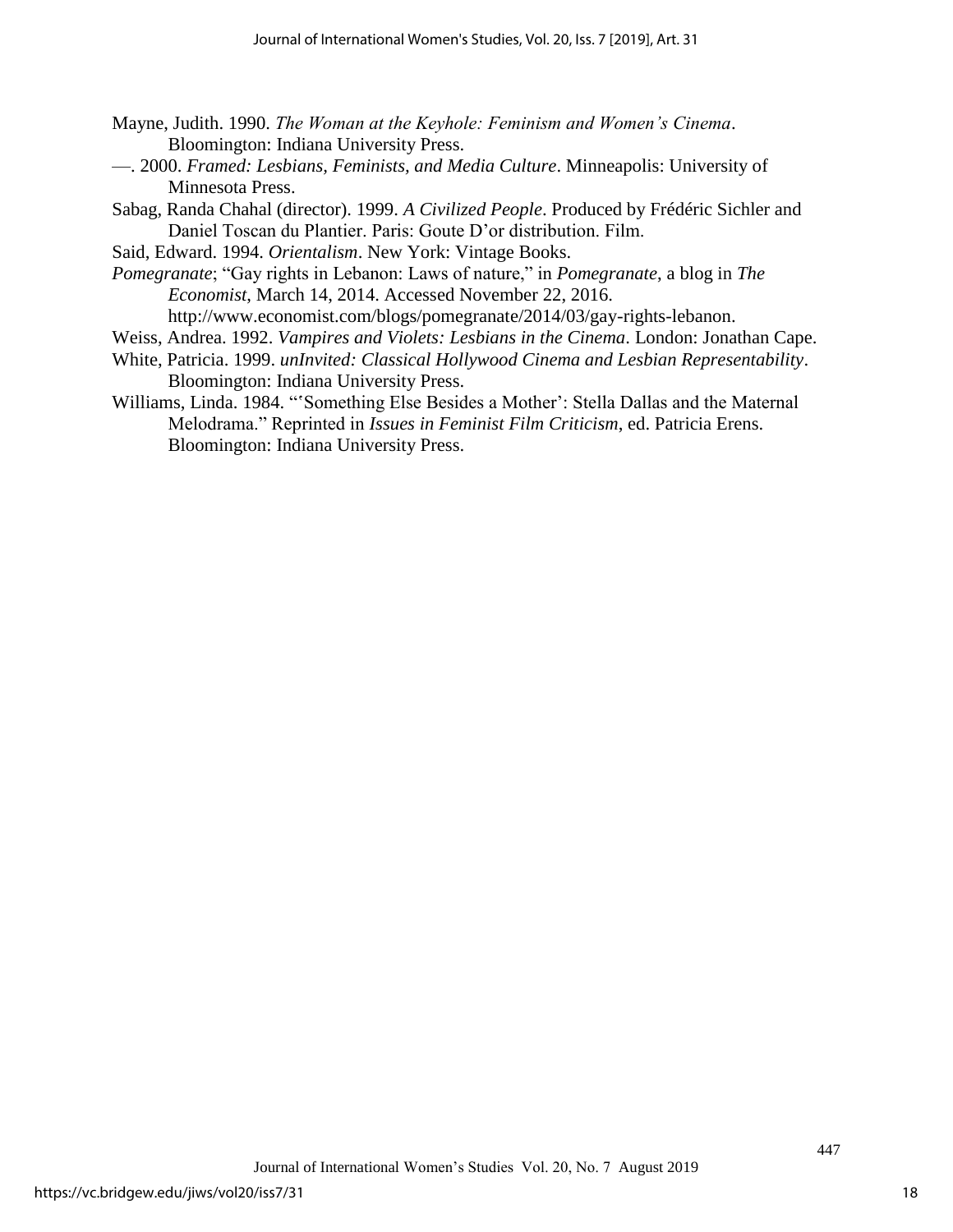Mayne, Judith. 1990. *The Woman at the Keyhole: Feminism and Women's Cinema*. Bloomington: Indiana University Press.

—. 2000. *Framed: Lesbians, Feminists, and Media Culture*. Minneapolis: University of Minnesota Press.

Sabag, Randa Chahal (director). 1999. *A Civilized People*. Produced by Frédéric Sichler and Daniel Toscan du Plantier. Paris: Goute D'or distribution. Film.

Said, Edward. 1994. *Orientalism*. New York: Vintage Books.

*Pomegranate*; "Gay rights in Lebanon: Laws of nature," in *Pomegranate*, a blog in *The Economist*, March 14, 2014. Accessed November 22, 2016. http://www.economist.com/blogs/pomegranate/2014/03/gay-rights-lebanon.

Weiss, Andrea. 1992. *Vampires and Violets: Lesbians in the Cinema*. London: Jonathan Cape.

White, Patricia. 1999. *unInvited: Classical Hollywood Cinema and Lesbian Representability*. Bloomington: Indiana University Press.

Williams, Linda. 1984. "'Something Else Besides a Mother': Stella Dallas and the Maternal Melodrama." Reprinted in *Issues in Feminist Film Criticism*, ed. Patricia Erens. Bloomington: Indiana University Press.